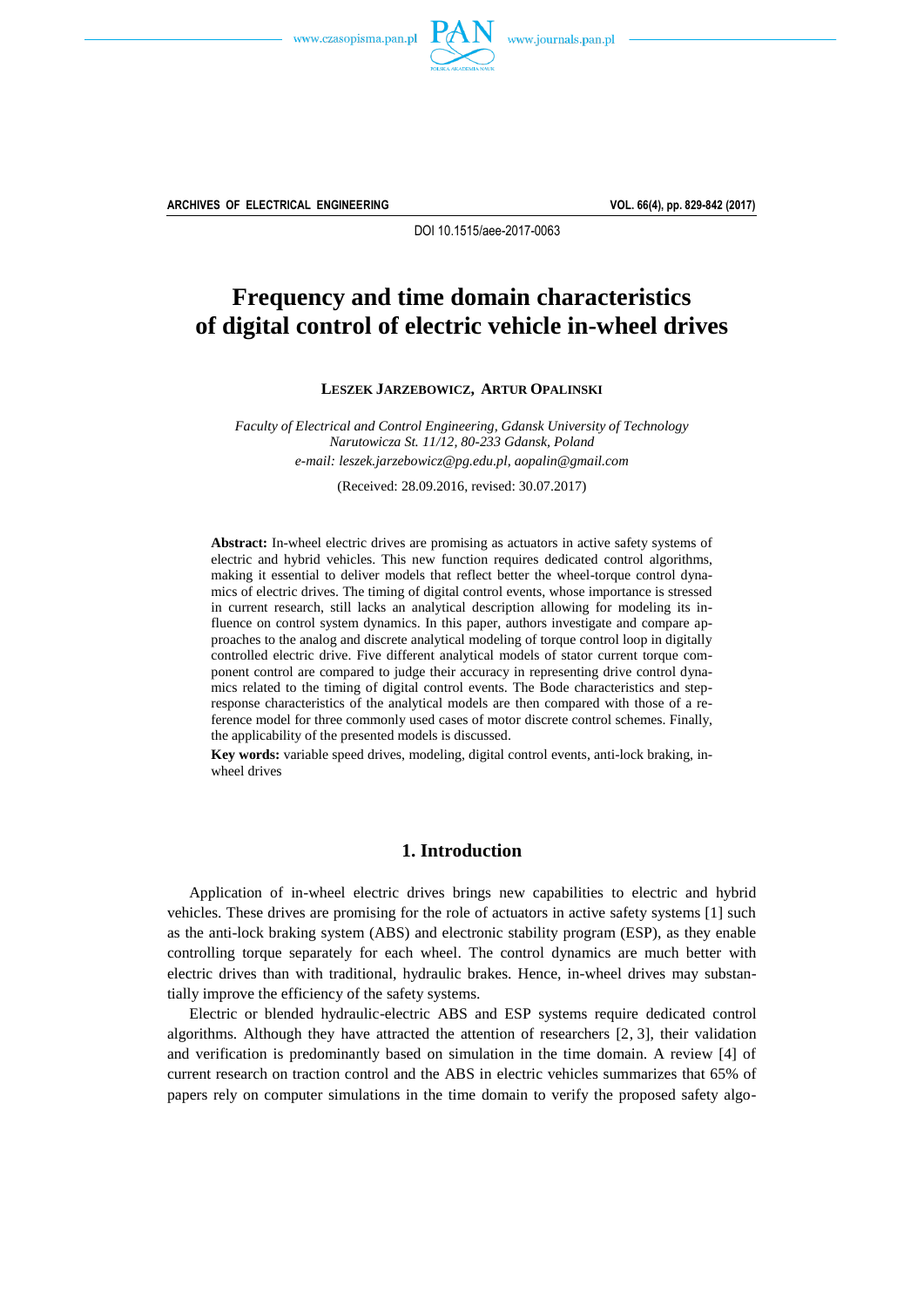ARCHIVES OF ELECTRICAL ENGINEERING

DOI 10.1515/aee-2017-0063

# Frequency and time domain characteristics of digital control of electric vehicle in-wheel drives

**LESZEK JARZEBOWICZ, ARTUR OPALINSKI**

*Faculty of Electrical and Control Engineering, Gdansk University of Technology*
*Narutowicza St. 11/12, 80-233 Gdansk, Poland*
*e-mail: leszek.jarzebowicz@pg.edu.pl, aopalin@gmail.com*

(Received: 28.09.2016, revised: 30.07.2017)

**Abstract:** In-wheel electric drives are promising as actuators in active safety systems of electric and hybrid vehicles. This new function requires dedicated control algorithms, making it essential to deliver models that reflect better the wheel-torque control dynamics of electric drives. The timing of digital control events, whose importance is stressed in current research, still lacks an analytical description allowing for modeling its influence on control system dynamics. In this paper, authors investigate and compare approaches to the analog and discrete analytical modeling of torque control loop in digitally controlled electric drive. Five different analytical models of stator current torque component control are compared to judge their accuracy in representing drive control dynamics related to the timing of digital control events. The Bode characteristics and step-response characteristics of the analytical models are then compared with those of a reference model for three commonly used cases of motor discrete control schemes. Finally, the applicability of the presented models is discussed.

**Key words:** variable speed drives, modeling, digital control events, anti-lock braking, in-wheel drives

## 1. Introduction

Application of in-wheel electric drives brings new capabilities to electric and hybrid vehicles. These drives are promising for the role of actuators in active safety systems [1] such as the anti-lock braking system (ABS) and electronic stability program (ESP), as they enable controlling torque separately for each wheel. The control dynamics are much better with electric drives than with traditional, hydraulic brakes. Hence, in-wheel drives may substantially improve the efficiency of the safety systems.

Electric or blended hydraulic-electric ABS and ESP systems require dedicated control algorithms. Although they have attracted the attention of researchers [2, 3], their validation and verification is predominantly based on simulation in the time domain. A review [4] of current research on traction control and the ABS in electric vehicles summarizes that 65% of papers rely on computer simulations in the time domain to verify the proposed safety algo-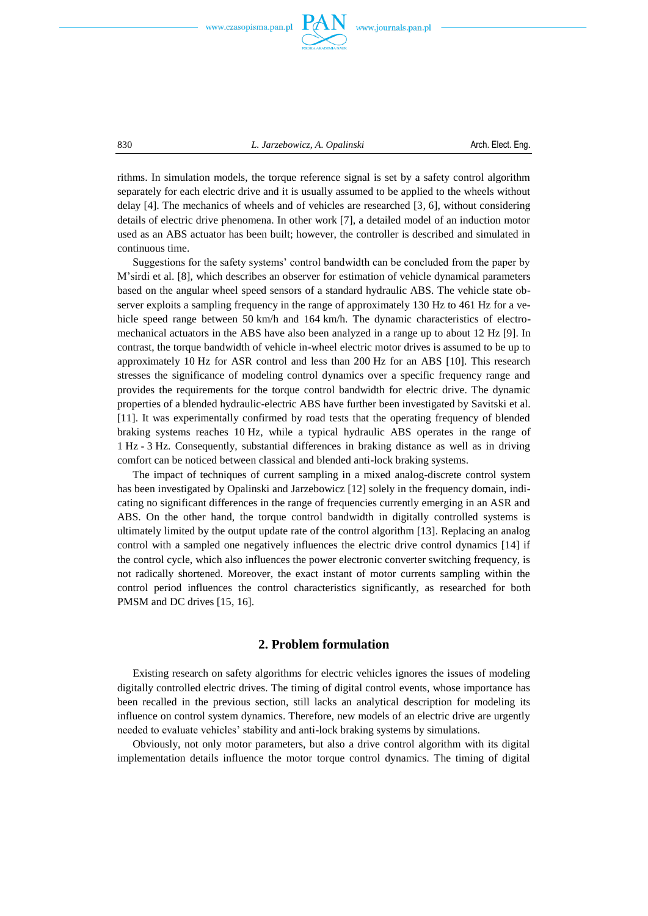rithms. In simulation models, the torque reference signal is set by a safety control algorithm separately for each electric drive and it is usually assumed to be applied to the wheels without delay [4]. The mechanics of wheels and of vehicles are researched [3, 6], without considering details of electric drive phenomena. In other work [7], a detailed model of an induction motor used as an ABS actuator has been built; however, the controller is described and simulated in continuous time.

Suggestions for the safety systems' control bandwidth can be concluded from the paper by M'sirdi et al. [8], which describes an observer for estimation of vehicle dynamical parameters based on the angular wheel speed sensors of a standard hydraulic ABS. The vehicle state observer exploits a sampling frequency in the range of approximately 130 Hz to 461 Hz for a vehicle speed range between 50 km/h and 164 km/h. The dynamic characteristics of electromechanical actuators in the ABS have also been analyzed in a range up to about 12 Hz [9]. In contrast, the torque bandwidth of vehicle in-wheel electric motor drives is assumed to be up to approximately 10 Hz for ASR control and less than 200 Hz for an ABS [10]. This research stresses the significance of modeling control dynamics over a specific frequency range and provides the requirements for the torque control bandwidth for electric drive. The dynamic properties of a blended hydraulic-electric ABS have further been investigated by Savitski et al. [11]. It was experimentally confirmed by road tests that the operating frequency of blended braking systems reaches 10 Hz, while a typical hydraulic ABS operates in the range of 1 Hz - 3 Hz. Consequently, substantial differences in braking distance as well as in driving comfort can be noticed between classical and blended anti-lock braking systems.

The impact of techniques of current sampling in a mixed analog-discrete control system has been investigated by Opalinski and Jarzebowicz [12] solely in the frequency domain, indicating no significant differences in the range of frequencies currently emerging in an ASR and ABS. On the other hand, the torque control bandwidth in digitally controlled systems is ultimately limited by the output update rate of the control algorithm [13]. Replacing an analog control with a sampled one negatively influences the electric drive control dynamics [14] if the control cycle, which also influences the power electronic converter switching frequency, is not radically shortened. Moreover, the exact instant of motor currents sampling within the control period influences the control characteristics significantly, as researched for both PMSM and DC drives [15, 16].

## 2. Problem formulation

Existing research on safety algorithms for electric vehicles ignores the issues of modeling digitally controlled electric drives. The timing of digital control events, whose importance has been recalled in the previous section, still lacks an analytical description for modeling its influence on control system dynamics. Therefore, new models of an electric drive are urgently needed to evaluate vehicles' stability and anti-lock braking systems by simulations.

Obviously, not only motor parameters, but also a drive control algorithm with its digital implementation details influence the motor torque control dynamics. The timing of digital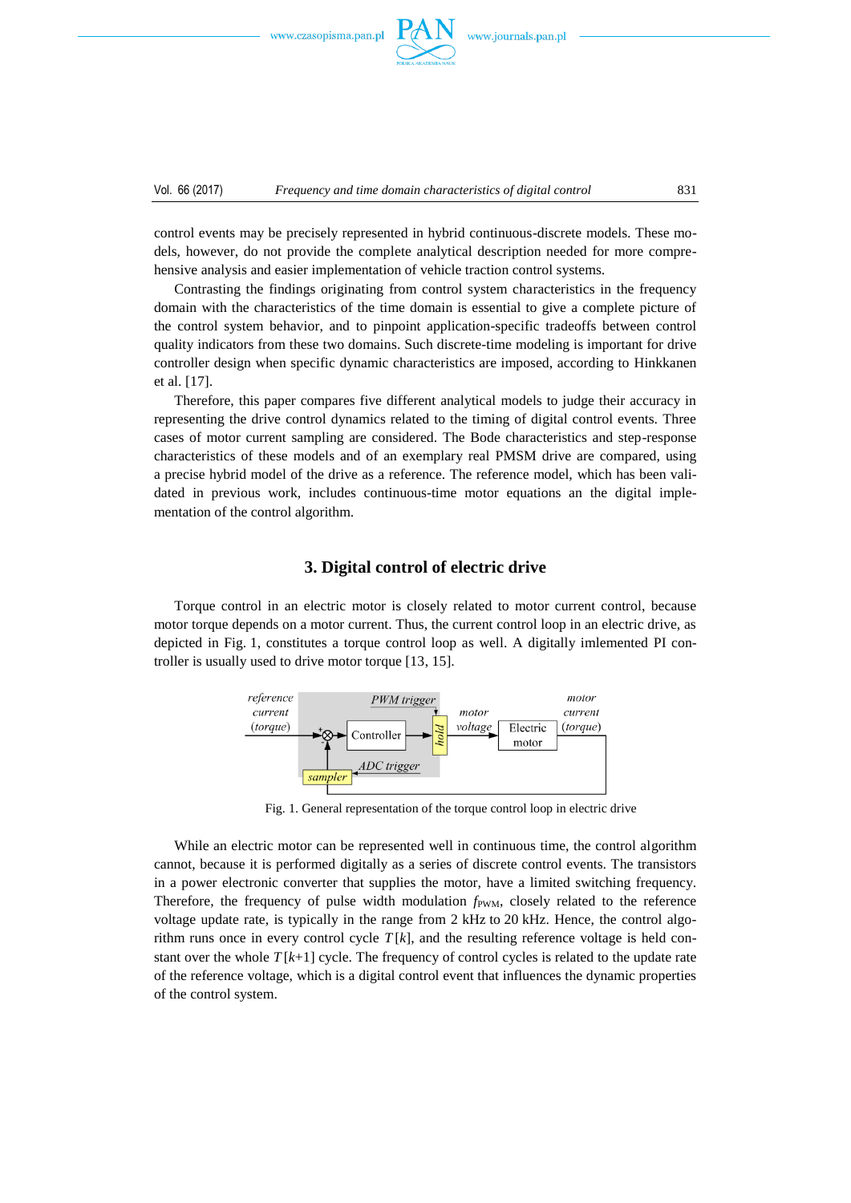control events may be precisely represented in hybrid continuous-discrete models. These models, however, do not provide the complete analytical description needed for more comprehensive analysis and easier implementation of vehicle traction control systems.

Contrasting the findings originating from control system characteristics in the frequency domain with the characteristics of the time domain is essential to give a complete picture of the control system behavior, and to pinpoint application-specific tradeoffs between control quality indicators from these two domains. Such discrete-time modeling is important for drive controller design when specific dynamic characteristics are imposed, according to Hinkkanen et al. [17].

Therefore, this paper compares five different analytical models to judge their accuracy in representing the drive control dynamics related to the timing of digital control events. Three cases of motor current sampling are considered. The Bode characteristics and step-response characteristics of these models and of an exemplary real PMSM drive are compared, using a precise hybrid model of the drive as a reference. The reference model, which has been validated in previous work, includes continuous-time motor equations an the digital implementation of the control algorithm.

## 3. Digital control of electric drive

Torque control in an electric motor is closely related to motor current control, because motor torque depends on a motor current. Thus, the current control loop in an electric drive, as depicted in Fig. 1, constitutes a torque control loop as well. A digitally imlemented PI controller is usually used to drive motor torque [13, 15].

Fig. 1. General representation of the torque control loop in electric drive

While an electric motor can be represented well in continuous time, the control algorithm cannot, because it is performed digitally as a series of discrete control events. The transistors in a power electronic converter that supplies the motor, have a limited switching frequency. Therefore, the frequency of pulse width modulation $f_{\mathrm{PWM}}$, closely related to the reference voltage update rate, is typically in the range from 2 kHz to 20 kHz. Hence, the control algorithm runs once in every control cycle $T[k]$, and the resulting reference voltage is held constant over the whole $T[k{+}1]$ cycle. The frequency of control cycles is related to the update rate of the reference voltage, which is a digital control event that influences the dynamic properties of the control system.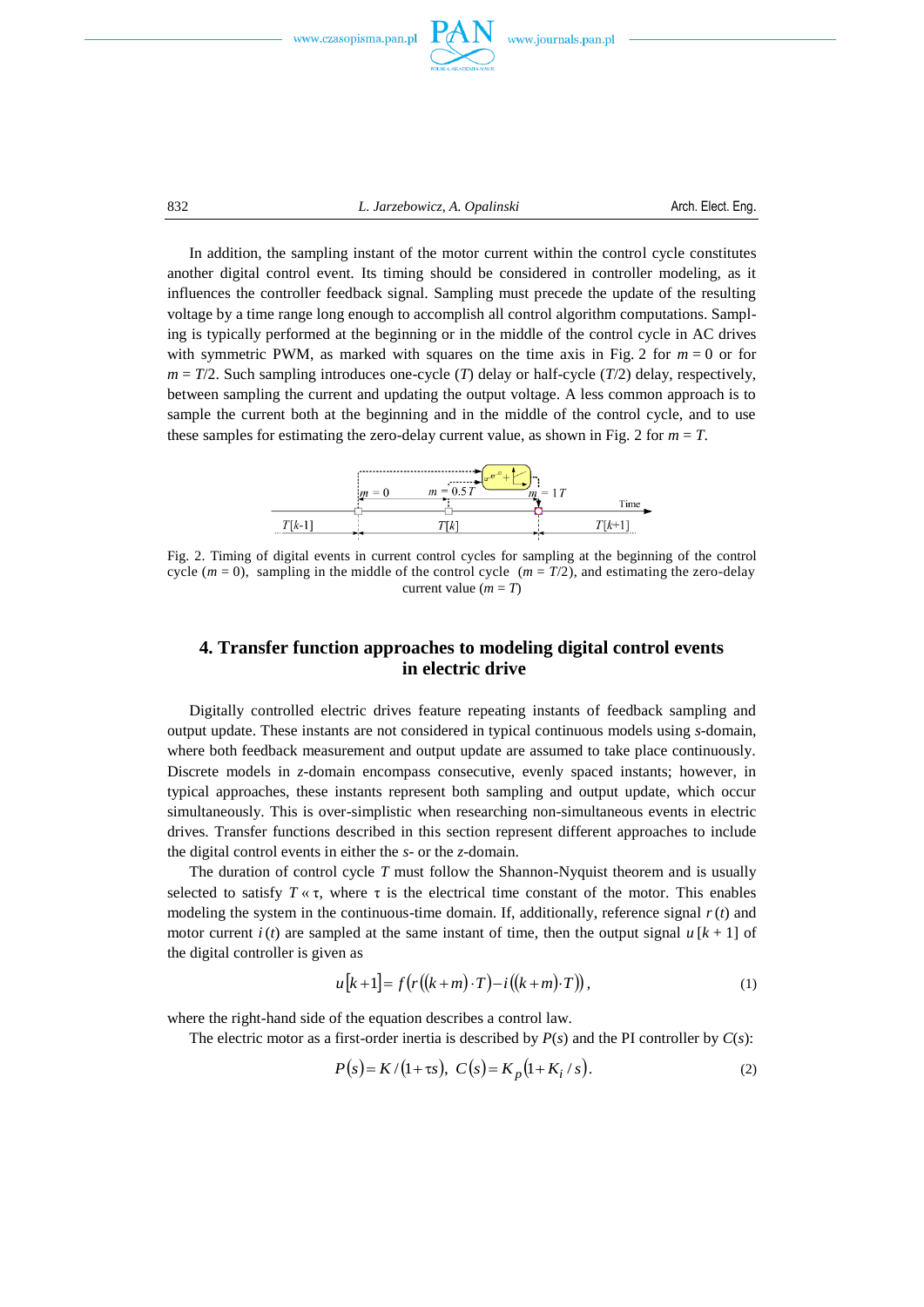In addition, the sampling instant of the motor current within the control cycle constitutes another digital control event. Its timing should be considered in controller modeling, as it influences the controller feedback signal. Sampling must precede the update of the resulting voltage by a time range long enough to accomplish all control algorithm computations. Sampling is typically performed at the beginning or in the middle of the control cycle in AC drives with symmetric PWM, as marked with squares on the time axis in Fig. 2 for $m = 0$ or for $m = T/2$. Such sampling introduces one-cycle ($T$) delay or half-cycle ($T/2$) delay, respectively, between sampling the current and updating the output voltage. A less common approach is to sample the current both at the beginning and in the middle of the control cycle, and to use these samples for estimating the zero-delay current value, as shown in Fig. 2 for $m = T$.

Fig. 2. Timing of digital events in current control cycles for sampling at the beginning of the control cycle ($m = 0$), sampling in the middle of the control cycle ($m = T/2$), and estimating the zero-delay current value ($m = T$)

## 4. Transfer function approaches to modeling digital control events in electric drive

Digitally controlled electric drives feature repeating instants of feedback sampling and output update. These instants are not considered in typical continuous models using $s$-domain, where both feedback measurement and output update are assumed to take place continuously. Discrete models in $z$-domain encompass consecutive, evenly spaced instants; however, in typical approaches, these instants represent both sampling and output update, which occur simultaneously. This is over-simplistic when researching non-simultaneous events in electric drives. Transfer functions described in this section represent different approaches to include the digital control events in either the $s$- or the $z$-domain.

The duration of control cycle $T$ must follow the Shannon-Nyquist theorem and is usually selected to satisfy $T \ll \tau$, where $\tau$ is the electrical time constant of the motor. This enables modeling the system in the continuous-time domain. If, additionally, reference signal $r(t)$ and motor current $i(t)$ are sampled at the same instant of time, then the output signal $u[k+1]$ of the digital controller is given as

$$u[k+1] = f\left(r\left((k+m)\cdot T\right) - i\left((k+m)\cdot T\right)\right), \tag{1}$$

where the right-hand side of the equation describes a control law.

The electric motor as a first-order inertia is described by $P(s)$ and the PI controller by $C(s)$:

$$P(s) = K/(1+\tau s), \quad C(s) = K_p\left(1 + K_i/s\right). \tag{2}$$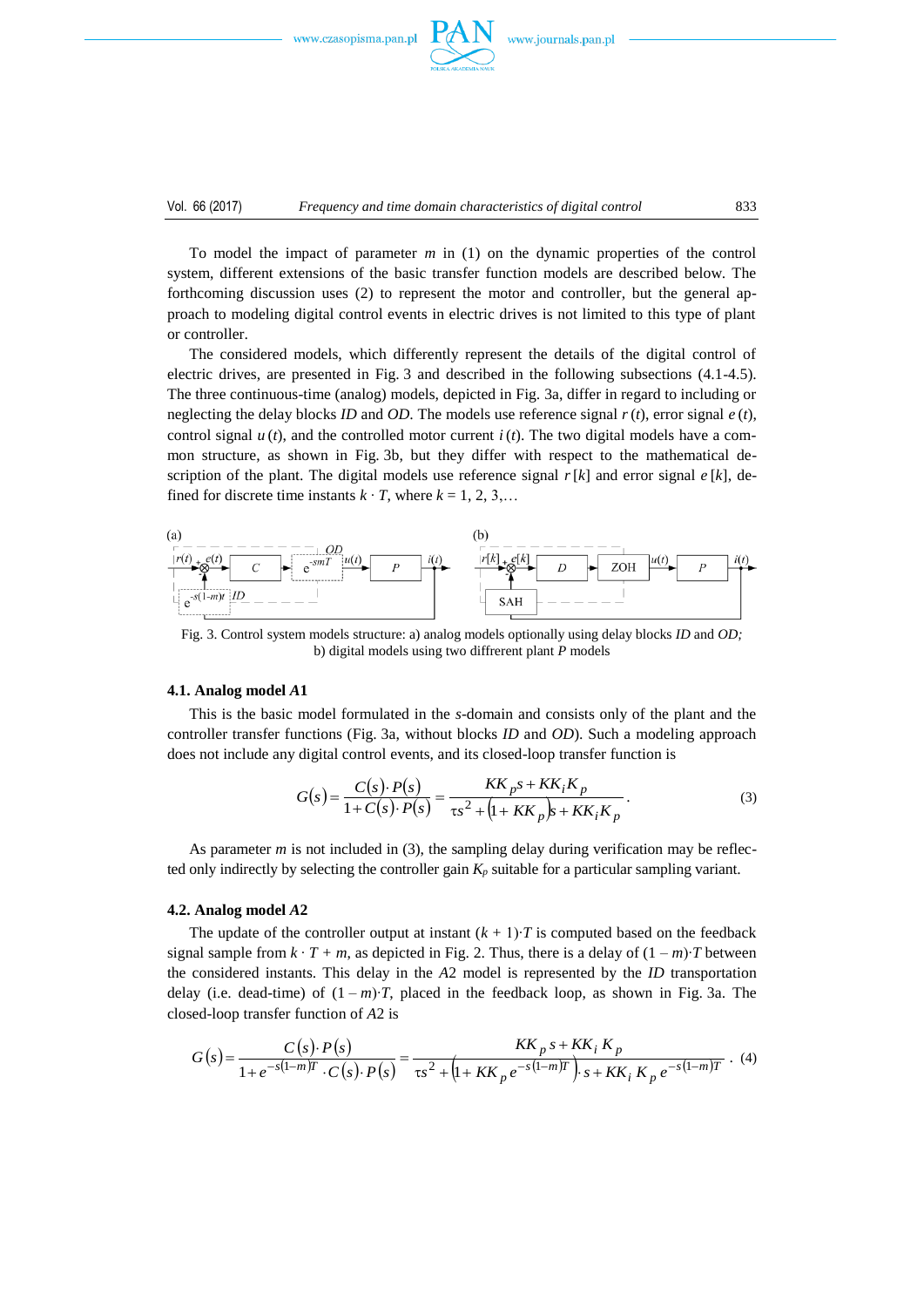To model the impact of parameter $m$ in (1) on the dynamic properties of the control system, different extensions of the basic transfer function models are described below. The forthcoming discussion uses (2) to represent the motor and controller, but the general approach to modeling digital control events in electric drives is not limited to this type of plant or controller.

The considered models, which differently represent the details of the digital control of electric drives, are presented in Fig. 3 and described in the following subsections (4.1-4.5). The three continuous-time (analog) models, depicted in Fig. 3a, differ in regard to including or neglecting the delay blocks *ID* and *OD*. The models use reference signal $r(t)$, error signal $e(t)$, control signal $u(t)$, and the controlled motor current $i(t)$. The two digital models have a common structure, as shown in Fig. 3b, but they differ with respect to the mathematical description of the plant. The digital models use reference signal $r[k]$ and error signal $e[k]$, defined for discrete time instants $k \cdot T$, where $k = 1, 2, 3,\ldots$

Fig. 3. Control system models structure: a) analog models optionally using delay blocks *ID* and *OD*; b) digital models using two diffrerent plant *P* models

### 4.1. Analog model *A*1

This is the basic model formulated in the *s*-domain and consists only of the plant and the controller transfer functions (Fig. 3a, without blocks *ID* and *OD*). Such a modeling approach does not include any digital control events, and its closed-loop transfer function is

$$G(s) = \frac{C(s)\cdot P(s)}{1 + C(s)\cdot P(s)} = \frac{KK_p s + KK_i K_p}{\tau s^2 + (1 + KK_p)s + KK_i K_p}. \tag{3}$$

As parameter $m$ is not included in (3), the sampling delay during verification may be reflected only indirectly by selecting the controller gain $K_p$ suitable for a particular sampling variant.

### 4.2. Analog model *A*2

The update of the controller output at instant $(k + 1)\cdot T$ is computed based on the feedback signal sample from $k \cdot T + m$, as depicted in Fig. 2. Thus, there is a delay of $(1 - m)\cdot T$ between the considered instants. This delay in the *A*2 model is represented by the *ID* transportation delay (i.e. dead-time) of $(1 - m)\cdot T$, placed in the feedback loop, as shown in Fig. 3a. The closed-loop transfer function of *A*2 is

$$G(s) = \frac{C(s)\cdot P(s)}{1 + e^{-s(1-m)T}\cdot C(s)\cdot P(s)} = \frac{KK_p s + KK_i K_p}{\tau s^2 + \left(1 + KK_p e^{-s(1-m)T}\right)\cdot s + KK_i K_p e^{-s(1-m)T}}. \tag{4}$$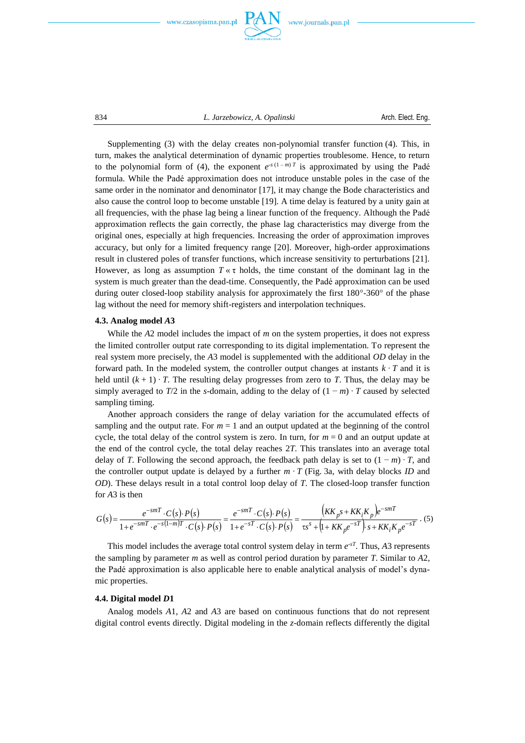Supplementing (3) with the delay creates non-polynomial transfer function (4). This, in turn, makes the analytical determination of dynamic properties troublesome. Hence, to return to the polynomial form of (4), the exponent $e^{-s(1-m)T}$ is approximated by using the Padé formula. While the Padé approximation does not introduce unstable poles in the case of the same order in the nominator and denominator [17], it may change the Bode characteristics and also cause the control loop to become unstable [19]. A time delay is featured by a unity gain at all frequencies, with the phase lag being a linear function of the frequency. Although the Padé approximation reflects the gain correctly, the phase lag characteristics may diverge from the original ones, especially at high frequencies. Increasing the order of approximation improves accuracy, but only for a limited frequency range [20]. Moreover, high-order approximations result in clustered poles of transfer functions, which increase sensitivity to perturbations [21]. However, as long as assumption $T \ll \tau$ holds, the time constant of the dominant lag in the system is much greater than the dead-time. Consequently, the Padé approximation can be used during outer closed-loop stability analysis for approximately the first 180°-360° of the phase lag without the need for memory shift-registers and interpolation techniques.

### 4.3. Analog model *A*3

While the *A*2 model includes the impact of $m$ on the system properties, it does not express the limited controller output rate corresponding to its digital implementation. To represent the real system more precisely, the *A*3 model is supplemented with the additional *OD* delay in the forward path. In the modeled system, the controller output changes at instants $k \cdot T$ and it is held until $(k + 1) \cdot T$. The resulting delay progresses from zero to $T$. Thus, the delay may be simply averaged to $T/2$ in the $s$-domain, adding to the delay of $(1 - m) \cdot T$ caused by selected sampling timing.

Another approach considers the range of delay variation for the accumulated effects of sampling and the output rate. For $m = 1$ and an output updated at the beginning of the control cycle, the total delay of the control system is zero. In turn, for $m = 0$ and an output update at the end of the control cycle, the total delay reaches $2T$. This translates into an average total delay of $T$. Following the second approach, the feedback path delay is set to $(1 - m) \cdot T$, and the controller output update is delayed by a further $m \cdot T$ (Fig. 3a, with delay blocks *ID* and *OD*). These delays result in a total control loop delay of $T$. The closed-loop transfer function for *A*3 is then

$$G(s) = \frac{e^{-smT} \cdot C(s) \cdot P(s)}{1 + e^{-smT} \cdot e^{-s(1-m)T} \cdot C(s) \cdot P(s)} = \frac{e^{-smT} \cdot C(s) \cdot P(s)}{1 + e^{-sT} \cdot C(s) \cdot P(s)} = \frac{\left(KK_p s + KK_i K_p\right) e^{-smT}}{\tau s^s + \left(1 + KK_p e^{-sT}\right) \cdot s + KK_i K_p e^{-sT}}. \quad (5)$$

This model includes the average total control system delay in term $e^{-sT}$. Thus, *A*3 represents the sampling by parameter $m$ as well as control period duration by parameter $T$. Similar to *A*2, the Padé approximation is also applicable here to enable analytical analysis of model's dynamic properties.

### 4.4. Digital model *D*1

Analog models *A*1, *A*2 and *A*3 are based on continuous functions that do not represent digital control events directly. Digital modeling in the $z$-domain reflects differently the digital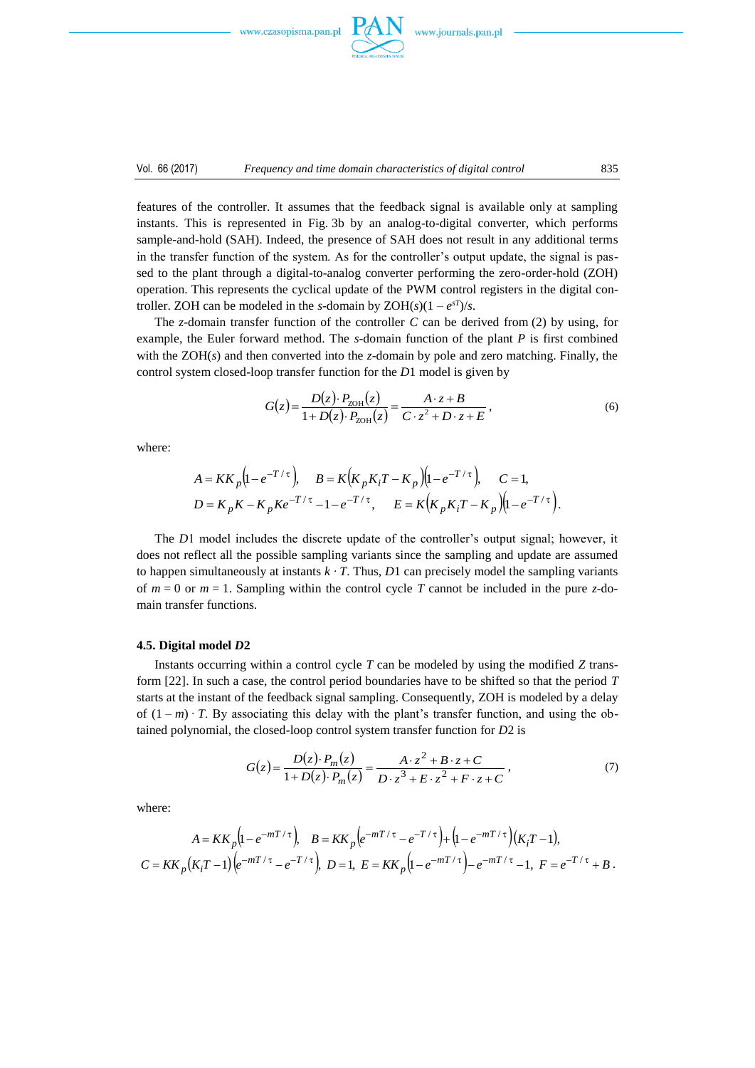features of the controller. It assumes that the feedback signal is available only at sampling instants. This is represented in Fig. 3b by an analog-to-digital converter, which performs sample-and-hold (SAH). Indeed, the presence of SAH does not result in any additional terms in the transfer function of the system. As for the controller's output update, the signal is passed to the plant through a digital-to-analog converter performing the zero-order-hold (ZOH) operation. This represents the cyclical update of the PWM control registers in the digital controller. ZOH can be modeled in the *s*-domain by ZOH($s$)$(1 - e^{sT})/s$.

The *z*-domain transfer function of the controller $C$ can be derived from (2) by using, for example, the Euler forward method. The *s*-domain function of the plant $P$ is first combined with the ZOH($s$) and then converted into the *z*-domain by pole and zero matching. Finally, the control system closed-loop transfer function for the $D1$ model is given by

$$G(z) = \frac{D(z) \cdot P_{\mathrm{ZOH}}(z)}{1 + D(z) \cdot P_{\mathrm{ZOH}}(z)} = \frac{A \cdot z + B}{C \cdot z^2 + D \cdot z + E}, \tag{6}$$

where:

$$A = KK_p\left(1 - e^{-T/\tau}\right), \quad B = K\left(K_p K_i T - K_p\right)\left(1 - e^{-T/\tau}\right), \quad C = 1,$$
$$D = K_p K - K_p K e^{-T/\tau} - 1 - e^{-T/\tau}, \quad E = K\left(K_p K_i T - K_p\right)\left(1 - e^{-T/\tau}\right).$$

The $D1$ model includes the discrete update of the controller's output signal; however, it does not reflect all the possible sampling variants since the sampling and update are assumed to happen simultaneously at instants $k \cdot T$. Thus, $D1$ can precisely model the sampling variants of $m = 0$ or $m = 1$. Sampling within the control cycle $T$ cannot be included in the pure *z*-domain transfer functions.

### 4.5. Digital model *D*2

Instants occurring within a control cycle $T$ can be modeled by using the modified $Z$ transform [22]. In such a case, the control period boundaries have to be shifted so that the period $T$ starts at the instant of the feedback signal sampling. Consequently, ZOH is modeled by a delay of $(1 - m) \cdot T$. By associating this delay with the plant's transfer function, and using the obtained polynomial, the closed-loop control system transfer function for $D2$ is

$$G(z) = \frac{D(z) \cdot P_m(z)}{1 + D(z) \cdot P_m(z)} = \frac{A \cdot z^2 + B \cdot z + C}{D \cdot z^3 + E \cdot z^2 + F \cdot z + C}, \tag{7}$$

where:

$$A = KK_p\left(1 - e^{-mT/\tau}\right), \quad B = KK_p\left(e^{-mT/\tau} - e^{-T/\tau}\right) + \left(1 - e^{-mT/\tau}\right)\left(K_i T - 1\right),$$
$$C = KK_p\left(K_i T - 1\right)\left(e^{-mT/\tau} - e^{-T/\tau}\right), \; D = 1, \; E = KK_p\left(1 - e^{-mT/\tau}\right) - e^{-mT/\tau} - 1, \; F = e^{-T/\tau} + B.$$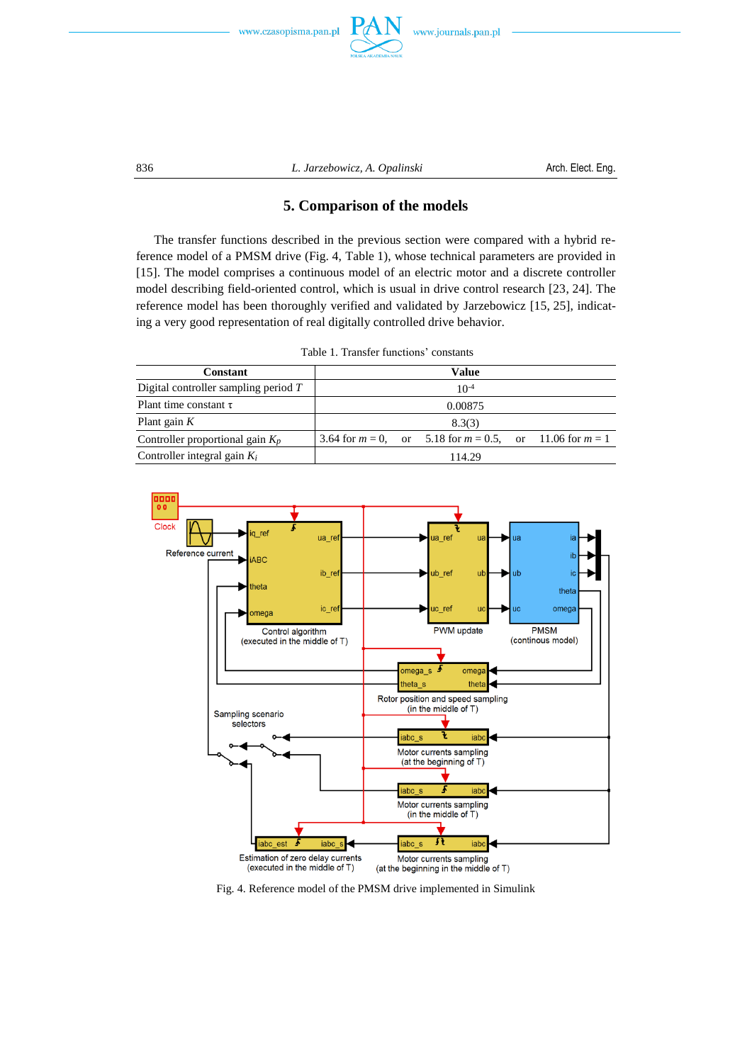## 5. Comparison of the models

The transfer functions described in the previous section were compared with a hybrid reference model of a PMSM drive (Fig. 4, Table 1), whose technical parameters are provided in [15]. The model comprises a continuous model of an electric motor and a discrete controller model describing field-oriented control, which is usual in drive control research [23, 24]. The reference model has been thoroughly verified and validated by Jarzebowicz [15, 25], indicating a very good representation of real digitally controlled drive behavior.

Table 1. Transfer functions' constants

| Constant | Value |
|---|---|
| Digital controller sampling period $T$ | $10^{-4}$ |
| Plant time constant $\tau$ | 0.00875 |
| Plant gain $K$ | 8.3(3) |
| Controller proportional gain $K_p$ | 3.64 for $m = 0$, or 5.18 for $m = 0.5$, or 11.06 for $m = 1$ |
| Controller integral gain $K_i$ | 114.29 |

Fig. 4. Reference model of the PMSM drive implemented in Simulink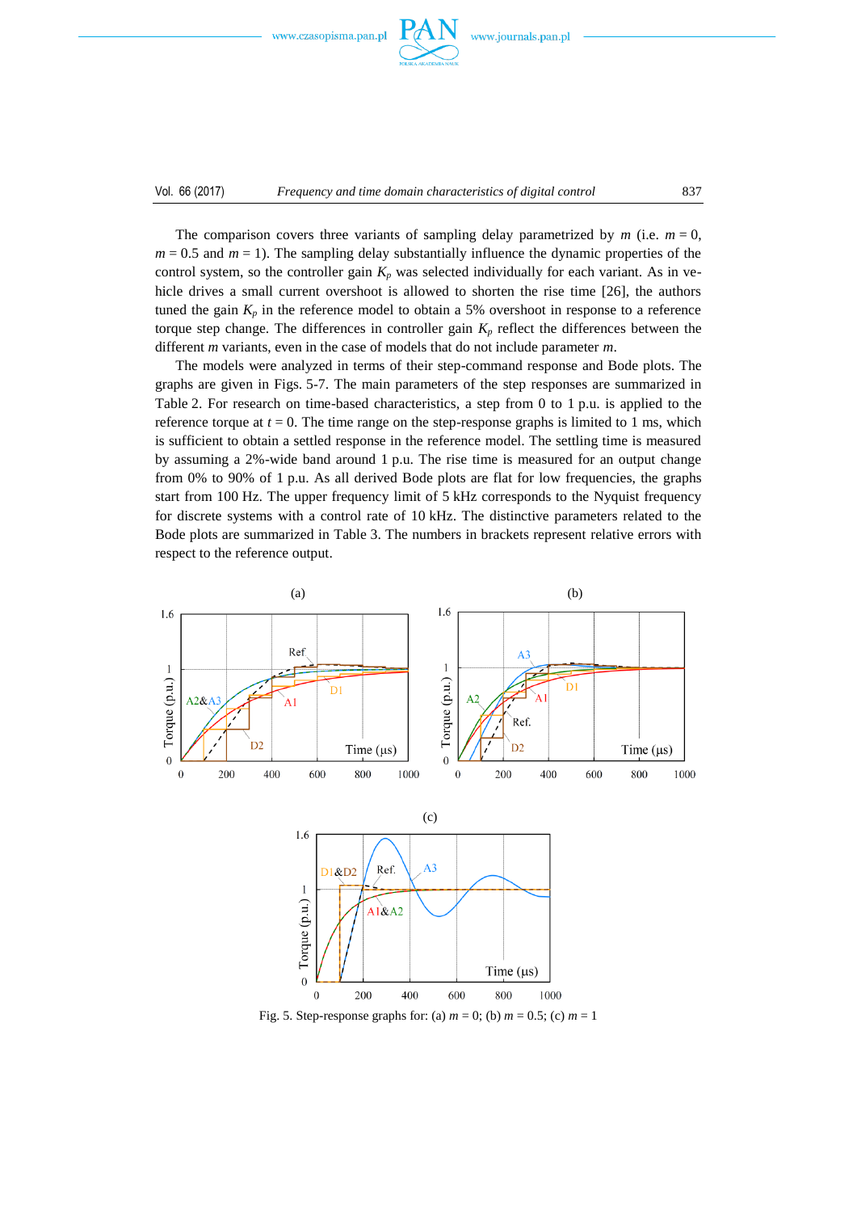The comparison covers three variants of sampling delay parametrized by $m$ (i.e. $m = 0$, $m = 0.5$ and $m = 1$). The sampling delay substantially influence the dynamic properties of the control system, so the controller gain $K_p$ was selected individually for each variant. As in vehicle drives a small current overshoot is allowed to shorten the rise time [26], the authors tuned the gain $K_p$ in the reference model to obtain a 5% overshoot in response to a reference torque step change. The differences in controller gain $K_p$ reflect the differences between the different $m$ variants, even in the case of models that do not include parameter $m$.

The models were analyzed in terms of their step-command response and Bode plots. The graphs are given in Figs. 5-7. The main parameters of the step responses are summarized in Table 2. For research on time-based characteristics, a step from 0 to 1 p.u. is applied to the reference torque at $t = 0$. The time range on the step-response graphs is limited to 1 ms, which is sufficient to obtain a settled response in the reference model. The settling time is measured by assuming a 2%-wide band around 1 p.u. The rise time is measured for an output change from 0% to 90% of 1 p.u. As all derived Bode plots are flat for low frequencies, the graphs start from 100 Hz. The upper frequency limit of 5 kHz corresponds to the Nyquist frequency for discrete systems with a control rate of 10 kHz. The distinctive parameters related to the Bode plots are summarized in Table 3. The numbers in brackets represent relative errors with respect to the reference output.

Fig. 5. Step-response graphs for: (a) $m = 0$; (b) $m = 0.5$; (c) $m = 1$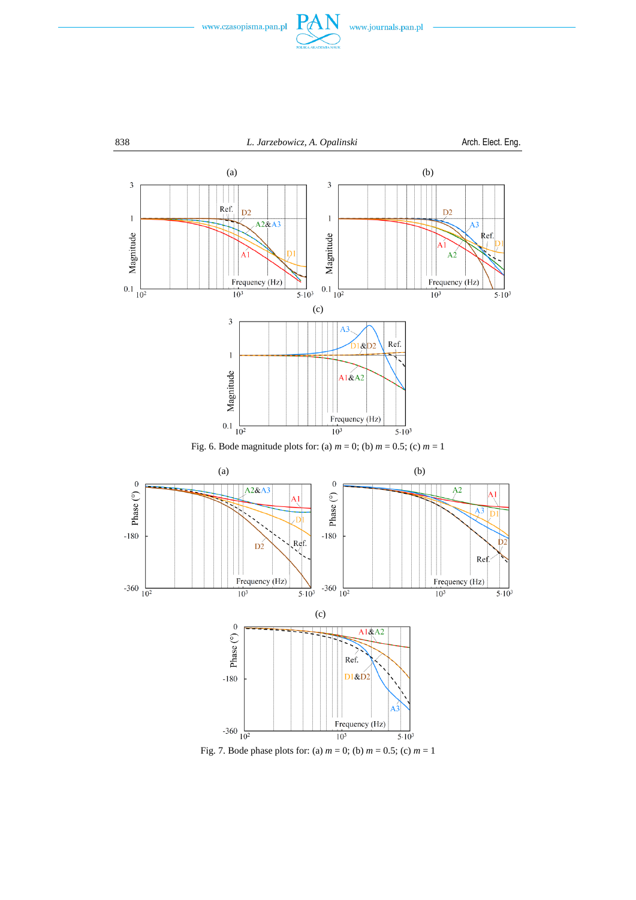Fig. 6. Bode magnitude plots for: (a) $m = 0$; (b) $m = 0.5$; (c) $m = 1$

Fig. 7. Bode phase plots for: (a) $m = 0$; (b) $m = 0.5$; (c) $m = 1$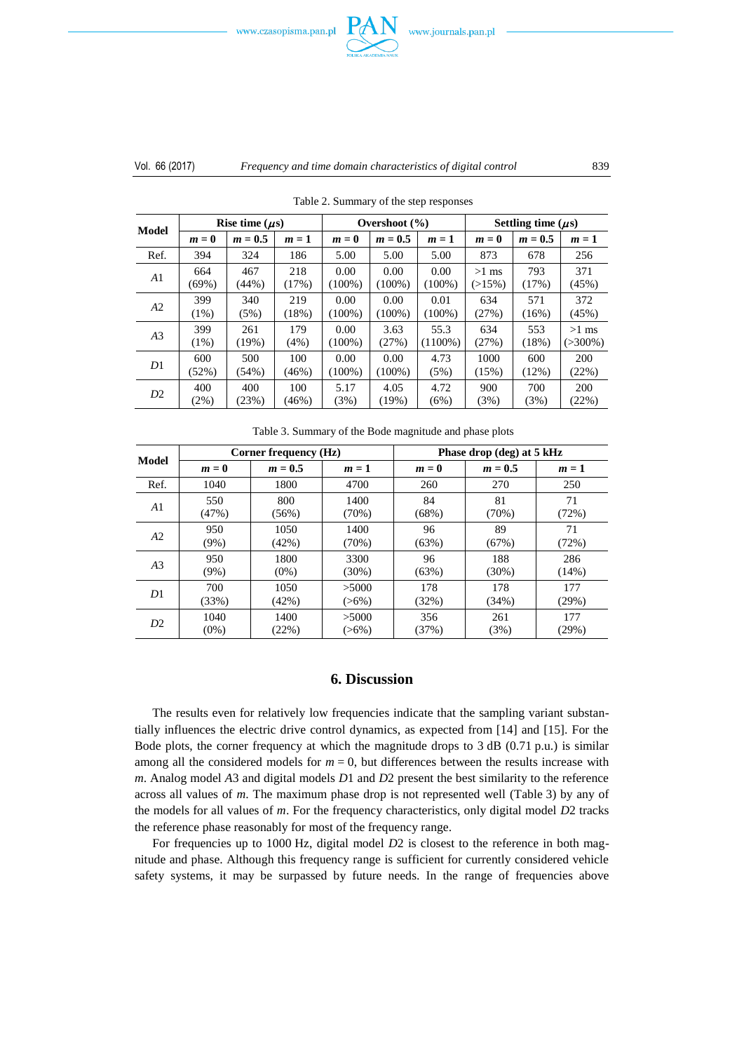Table 2. Summary of the step responses

| Model | Rise time ($\mu$s) | | | Overshoot (%) | | | Settling time ($\mu$s) | | |
|---|---|---|---|---|---|---|---|---|---|
| | $m = 0$ | $m = 0.5$ | $m = 1$ | $m = 0$ | $m = 0.5$ | $m = 1$ | $m = 0$ | $m = 0.5$ | $m = 1$ |
| Ref. | 394 | 324 | 186 | 5.00 | 5.00 | 5.00 | 873 | 678 | 256 |
| $A1$ | 664 (69%) | 467 (44%) | 218 (17%) | 0.00 (100%) | 0.00 (100%) | 0.00 (100%) | >1 ms (>15%) | 793 (17%) | 371 (45%) |
| $A2$ | 399 (1%) | 340 (5%) | 219 (18%) | 0.00 (100%) | 0.00 (100%) | 0.01 (100%) | 634 (27%) | 571 (16%) | 372 (45%) |
| $A3$ | 399 (1%) | 261 (19%) | 179 (4%) | 0.00 (100%) | 3.63 (27%) | 55.3 (1100%) | 634 (27%) | 553 (18%) | >1 ms (>300%) |
| $D1$ | 600 (52%) | 500 (54%) | 100 (46%) | 0.00 (100%) | 0.00 (100%) | 4.73 (5%) | 1000 (15%) | 600 (12%) | 200 (22%) |
| $D2$ | 400 (2%) | 400 (23%) | 100 (46%) | 5.17 (3%) | 4.05 (19%) | 4.72 (6%) | 900 (3%) | 700 (3%) | 200 (22%) |

Table 3. Summary of the Bode magnitude and phase plots

| Model | Corner frequency (Hz) | | | Phase drop (deg) at 5 kHz | | |
|---|---|---|---|---|---|---|
| | $m = 0$ | $m = 0.5$ | $m = 1$ | $m = 0$ | $m = 0.5$ | $m = 1$ |
| Ref. | 1040 | 1800 | 4700 | 260 | 270 | 250 |
| $A1$ | 550 (47%) | 800 (56%) | 1400 (70%) | 84 (68%) | 81 (70%) | 71 (72%) |
| $A2$ | 950 (9%) | 1050 (42%) | 1400 (70%) | 96 (63%) | 89 (67%) | 71 (72%) |
| $A3$ | 950 (9%) | 1800 (0%) | 3300 (30%) | 96 (63%) | 188 (30%) | 286 (14%) |
| $D1$ | 700 (33%) | 1050 (42%) | >5000 (>6%) | 178 (32%) | 178 (34%) | 177 (29%) |
| $D2$ | 1040 (0%) | 1400 (22%) | >5000 (>6%) | 356 (37%) | 261 (3%) | 177 (29%) |

## 6. Discussion

The results even for relatively low frequencies indicate that the sampling variant substantially influences the electric drive control dynamics, as expected from [14] and [15]. For the Bode plots, the corner frequency at which the magnitude drops to 3 dB (0.71 p.u.) is similar among all the considered models for $m = 0$, but differences between the results increase with $m$. Analog model $A3$ and digital models $D1$ and $D2$ present the best similarity to the reference across all values of $m$. The maximum phase drop is not represented well (Table 3) by any of the models for all values of $m$. For the frequency characteristics, only digital model $D2$ tracks the reference phase reasonably for most of the frequency range.

For frequencies up to 1000 Hz, digital model $D2$ is closest to the reference in both magnitude and phase. Although this frequency range is sufficient for currently considered vehicle safety systems, it may be surpassed by future needs. In the range of frequencies above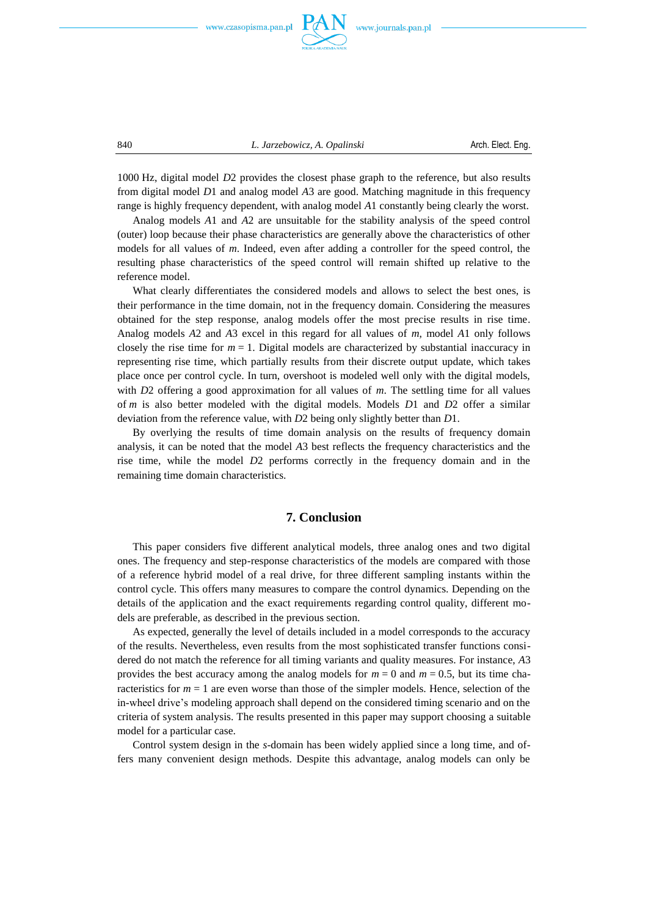1000 Hz, digital model *D*2 provides the closest phase graph to the reference, but also results from digital model *D*1 and analog model *A*3 are good. Matching magnitude in this frequency range is highly frequency dependent, with analog model *A*1 constantly being clearly the worst.

Analog models *A*1 and *A*2 are unsuitable for the stability analysis of the speed control (outer) loop because their phase characteristics are generally above the characteristics of other models for all values of $m$. Indeed, even after adding a controller for the speed control, the resulting phase characteristics of the speed control will remain shifted up relative to the reference model.

What clearly differentiates the considered models and allows to select the best ones, is their performance in the time domain, not in the frequency domain. Considering the measures obtained for the step response, analog models offer the most precise results in rise time. Analog models *A*2 and *A*3 excel in this regard for all values of $m$, model *A*1 only follows closely the rise time for $m = 1$. Digital models are characterized by substantial inaccuracy in representing rise time, which partially results from their discrete output update, which takes place once per control cycle. In turn, overshoot is modeled well only with the digital models, with *D*2 offering a good approximation for all values of $m$. The settling time for all values of $m$ is also better modeled with the digital models. Models *D*1 and *D*2 offer a similar deviation from the reference value, with *D*2 being only slightly better than *D*1.

By overlying the results of time domain analysis on the results of frequency domain analysis, it can be noted that the model *A*3 best reflects the frequency characteristics and the rise time, while the model *D*2 performs correctly in the frequency domain and in the remaining time domain characteristics.

## 7. Conclusion

This paper considers five different analytical models, three analog ones and two digital ones. The frequency and step-response characteristics of the models are compared with those of a reference hybrid model of a real drive, for three different sampling instants within the control cycle. This offers many measures to compare the control dynamics. Depending on the details of the application and the exact requirements regarding control quality, different models are preferable, as described in the previous section.

As expected, generally the level of details included in a model corresponds to the accuracy of the results. Nevertheless, even results from the most sophisticated transfer functions considered do not match the reference for all timing variants and quality measures. For instance, *A*3 provides the best accuracy among the analog models for $m = 0$ and $m = 0.5$, but its time characteristics for $m = 1$ are even worse than those of the simpler models. Hence, selection of the in-wheel drive's modeling approach shall depend on the considered timing scenario and on the criteria of system analysis. The results presented in this paper may support choosing a suitable model for a particular case.

Control system design in the *s*-domain has been widely applied since a long time, and offers many convenient design methods. Despite this advantage, analog models can only be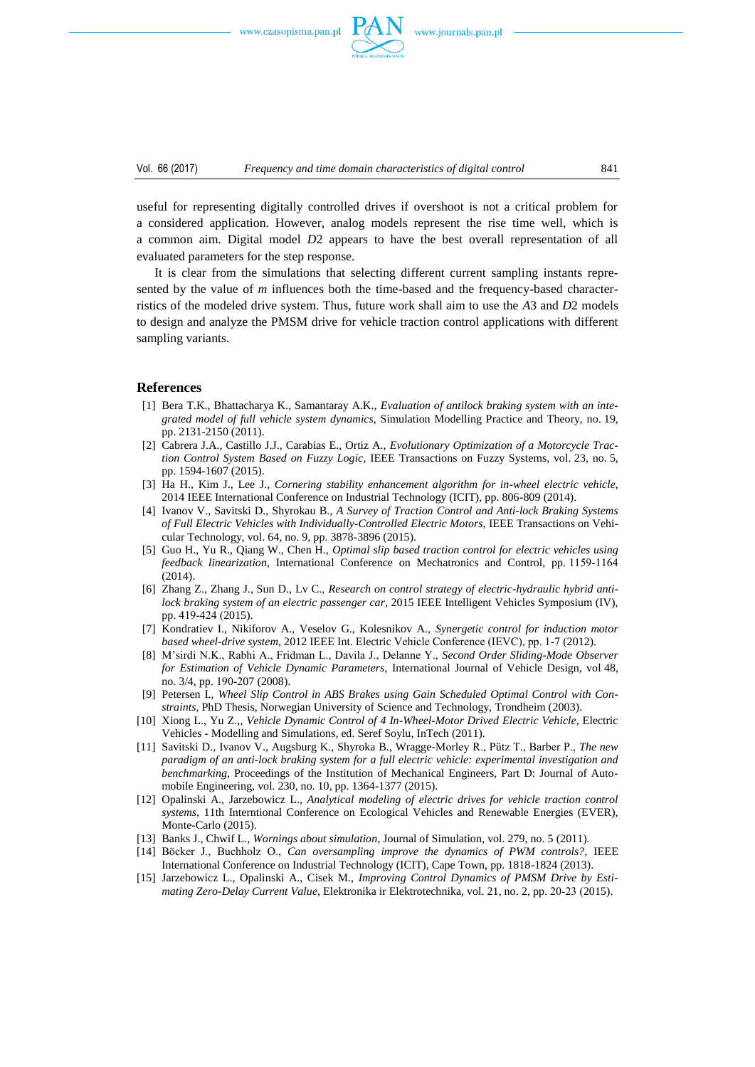useful for representing digitally controlled drives if overshoot is not a critical problem for a considered application. However, analog models represent the rise time well, which is a common aim. Digital model *D*2 appears to have the best overall representation of all evaluated parameters for the step response.

It is clear from the simulations that selecting different current sampling instants represented by the value of *m* influences both the time-based and the frequency-based characterristics of the modeled drive system. Thus, future work shall aim to use the *A*3 and *D*2 models to design and analyze the PMSM drive for vehicle traction control applications with different sampling variants.

## References

[1] Bera T.K., Bhattacharya K., Samantaray A.K., *Evaluation of antilock braking system with an integrated model of full vehicle system dynamics*, Simulation Modelling Practice and Theory, no. 19, pp. 2131-2150 (2011).

[2] Cabrera J.A., Castillo J.J., Carabias E., Ortiz A., *Evolutionary Optimization of a Motorcycle Traction Control System Based on Fuzzy Logic*, IEEE Transactions on Fuzzy Systems, vol. 23, no. 5, pp. 1594-1607 (2015).

[3] Ha H., Kim J., Lee J., *Cornering stability enhancement algorithm for in-wheel electric vehicle*, 2014 IEEE International Conference on Industrial Technology (ICIT), pp. 806-809 (2014).

[4] Ivanov V., Savitski D., Shyrokau B., *A Survey of Traction Control and Anti-lock Braking Systems of Full Electric Vehicles with Individually-Controlled Electric Motors*, IEEE Transactions on Vehicular Technology, vol. 64, no. 9, pp. 3878-3896 (2015).

[5] Guo H., Yu R., Qiang W., Chen H., *Optimal slip based traction control for electric vehicles using feedback linearization*, International Conference on Mechatronics and Control, pp. 1159-1164 (2014).

[6] Zhang Z., Zhang J., Sun D., Lv C., *Research on control strategy of electric-hydraulic hybrid antilock braking system of an electric passenger car*, 2015 IEEE Intelligent Vehicles Symposium (IV), pp. 419-424 (2015).

[7] Kondratiev I., Nikiforov A., Veselov G., Kolesnikov A., *Synergetic control for induction motor based wheel-drive system*, 2012 IEEE Int. Electric Vehicle Conference (IEVC), pp. 1-7 (2012).

[8] M'sirdi N.K., Rabhi A., Fridman L., Davila J., Delanne Y., *Second Order Sliding-Mode Observer for Estimation of Vehicle Dynamic Parameters*, International Journal of Vehicle Design, vol 48, no. 3/4, pp. 190-207 (2008).

[9] Petersen I., *Wheel Slip Control in ABS Brakes using Gain Scheduled Optimal Control with Constraints*, PhD Thesis, Norwegian University of Science and Technology, Trondheim (2003).

[10] Xiong L., Yu Z.,, *Vehicle Dynamic Control of 4 In-Wheel-Motor Drived Electric Vehicle*, Electric Vehicles - Modelling and Simulations, ed. Seref Soylu, InTech (2011).

[11] Savitski D., Ivanov V., Augsburg K., Shyroka B., Wragge-Morley R., Pütz T., Barber P., *The new paradigm of an anti-lock braking system for a full electric vehicle: experimental investigation and benchmarking*, Proceedings of the Institution of Mechanical Engineers, Part D: Journal of Automobile Engineering, vol. 230, no. 10, pp. 1364-1377 (2015).

[12] Opalinski A., Jarzebowicz L., *Analytical modeling of electric drives for vehicle traction control systems*, 11th Interntional Conference on Ecological Vehicles and Renewable Energies (EVER), Monte-Carlo (2015).

[13] Banks J., Chwif L., *Wornings about simulation*, Journal of Simulation, vol. 279, no. 5 (2011).

[14] Böcker J., Buchholz O., *Can oversampling improve the dynamics of PWM controls?*, IEEE International Conference on Industrial Technology (ICIT), Cape Town, pp. 1818-1824 (2013).

[15] Jarzebowicz L., Opalinski A., Cisek M., *Improving Control Dynamics of PMSM Drive by Estimating Zero-Delay Current Value*, Elektronika ir Elektrotechnika, vol. 21, no. 2, pp. 20-23 (2015).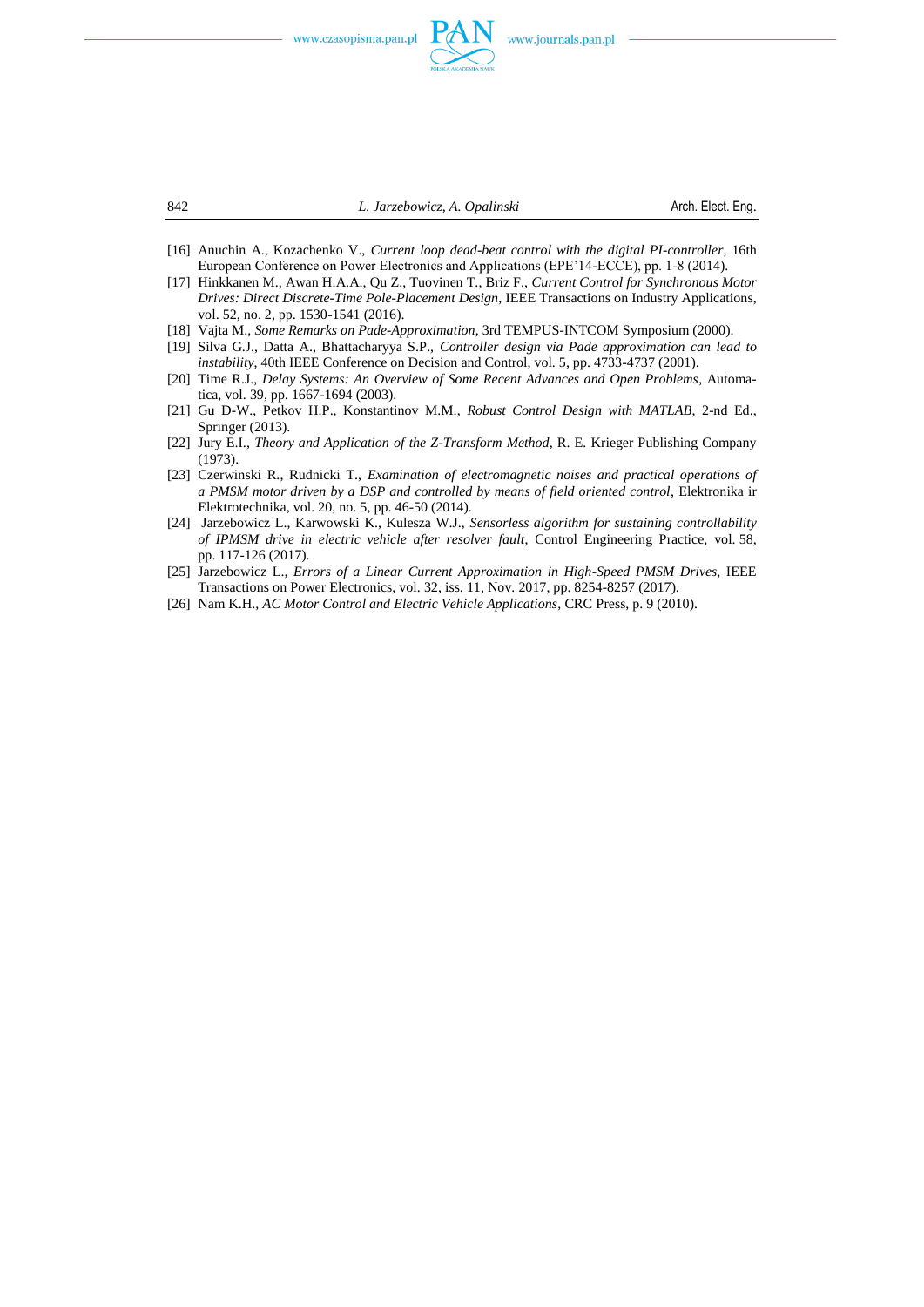[16] Anuchin A., Kozachenko V., *Current loop dead-beat control with the digital PI-controller*, 16th European Conference on Power Electronics and Applications (EPE'14-ECCE), pp. 1-8 (2014).

[17] Hinkkanen M., Awan H.A.A., Qu Z., Tuovinen T., Briz F., *Current Control for Synchronous Motor Drives: Direct Discrete-Time Pole-Placement Design*, IEEE Transactions on Industry Applications, vol. 52, no. 2, pp. 1530-1541 (2016).

[18] Vajta M., *Some Remarks on Pade-Approximation*, 3rd TEMPUS-INTCOM Symposium (2000).

[19] Silva G.J., Datta A., Bhattacharyya S.P., *Controller design via Pade approximation can lead to instability*, 40th IEEE Conference on Decision and Control, vol. 5, pp. 4733-4737 (2001).

[20] Time R.J., *Delay Systems: An Overview of Some Recent Advances and Open Problems*, Automatica, vol. 39, pp. 1667-1694 (2003).

[21] Gu D-W., Petkov H.P., Konstantinov M.M., *Robust Control Design with MATLAB*, 2-nd Ed., Springer (2013).

[22] Jury E.I., *Theory and Application of the Z-Transform Method*, R. E. Krieger Publishing Company (1973).

[23] Czerwinski R., Rudnicki T., *Examination of electromagnetic noises and practical operations of a PMSM motor driven by a DSP and controlled by means of field oriented control*, Elektronika ir Elektrotechnika, vol. 20, no. 5, pp. 46-50 (2014).

[24] Jarzebowicz L., Karwowski K., Kulesza W.J., *Sensorless algorithm for sustaining controllability of IPMSM drive in electric vehicle after resolver fault*, Control Engineering Practice, vol. 58, pp. 117-126 (2017).

[25] Jarzebowicz L., *Errors of a Linear Current Approximation in High-Speed PMSM Drives*, IEEE Transactions on Power Electronics, vol. 32, iss. 11, Nov. 2017, pp. 8254-8257 (2017).

[26] Nam K.H., *AC Motor Control and Electric Vehicle Applications*, CRC Press, p. 9 (2010).